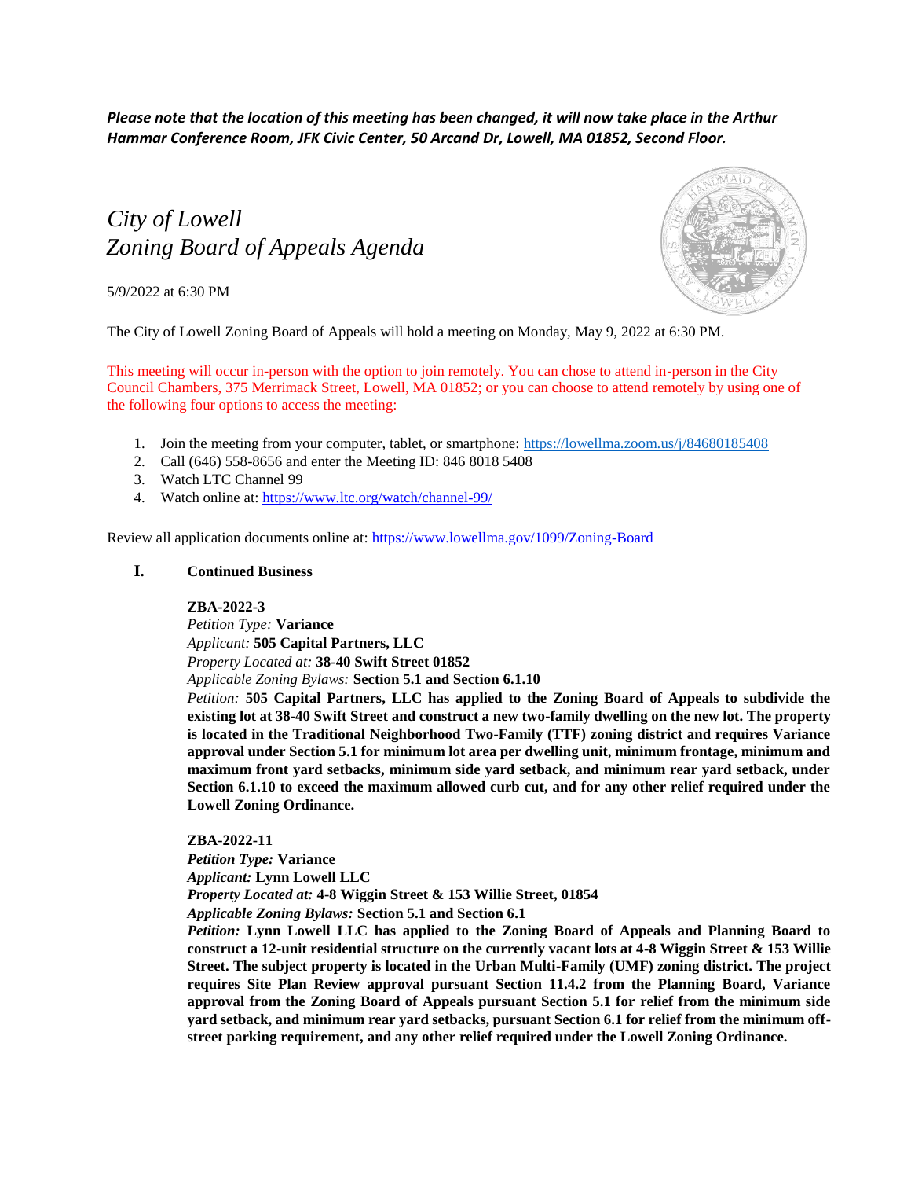***Please note that the location of this meeting has been changed, it will now take place in the Arthur Hammar Conference Room, JFK Civic Center, 50 Arcand Dr, Lowell, MA 01852, Second Floor.***

# *City of Lowell*
# *Zoning Board of Appeals Agenda*

5/9/2022 at 6:30 PM

The City of Lowell Zoning Board of Appeals will hold a meeting on Monday, May 9, 2022 at 6:30 PM.

This meeting will occur in-person with the option to join remotely. You can chose to attend in-person in the City Council Chambers, 375 Merrimack Street, Lowell, MA 01852; or you can choose to attend remotely by using one of the following four options to access the meeting:

1. Join the meeting from your computer, tablet, or smartphone: https://lowellma.zoom.us/j/84680185408
2. Call (646) 558-8656 and enter the Meeting ID: 846 8018 5408
3. Watch LTC Channel 99
4. Watch online at: https://www.ltc.org/watch/channel-99/

Review all application documents online at: https://www.lowellma.gov/1099/Zoning-Board

## I. Continued Business

**ZBA-2022-3**
*Petition Type:* **Variance**
*Applicant:* **505 Capital Partners, LLC**
*Property Located at:* **38-40 Swift Street 01852**
*Applicable Zoning Bylaws:* **Section 5.1 and Section 6.1.10**
*Petition:* **505 Capital Partners, LLC has applied to the Zoning Board of Appeals to subdivide the existing lot at 38-40 Swift Street and construct a new two-family dwelling on the new lot. The property is located in the Traditional Neighborhood Two-Family (TTF) zoning district and requires Variance approval under Section 5.1 for minimum lot area per dwelling unit, minimum frontage, minimum and maximum front yard setbacks, minimum side yard setback, and minimum rear yard setback, under Section 6.1.10 to exceed the maximum allowed curb cut, and for any other relief required under the Lowell Zoning Ordinance.**

**ZBA-2022-11**
***Petition Type:*** **Variance**
***Applicant:*** **Lynn Lowell LLC**
***Property Located at:*** **4-8 Wiggin Street & 153 Willie Street, 01854**
***Applicable Zoning Bylaws:*** **Section 5.1 and Section 6.1**
***Petition:*** **Lynn Lowell LLC has applied to the Zoning Board of Appeals and Planning Board to construct a 12-unit residential structure on the currently vacant lots at 4-8 Wiggin Street & 153 Willie Street. The subject property is located in the Urban Multi-Family (UMF) zoning district. The project requires Site Plan Review approval pursuant Section 11.4.2 from the Planning Board, Variance approval from the Zoning Board of Appeals pursuant Section 5.1 for relief from the minimum side yard setback, and minimum rear yard setbacks, pursuant Section 6.1 for relief from the minimum off-street parking requirement, and any other relief required under the Lowell Zoning Ordinance.**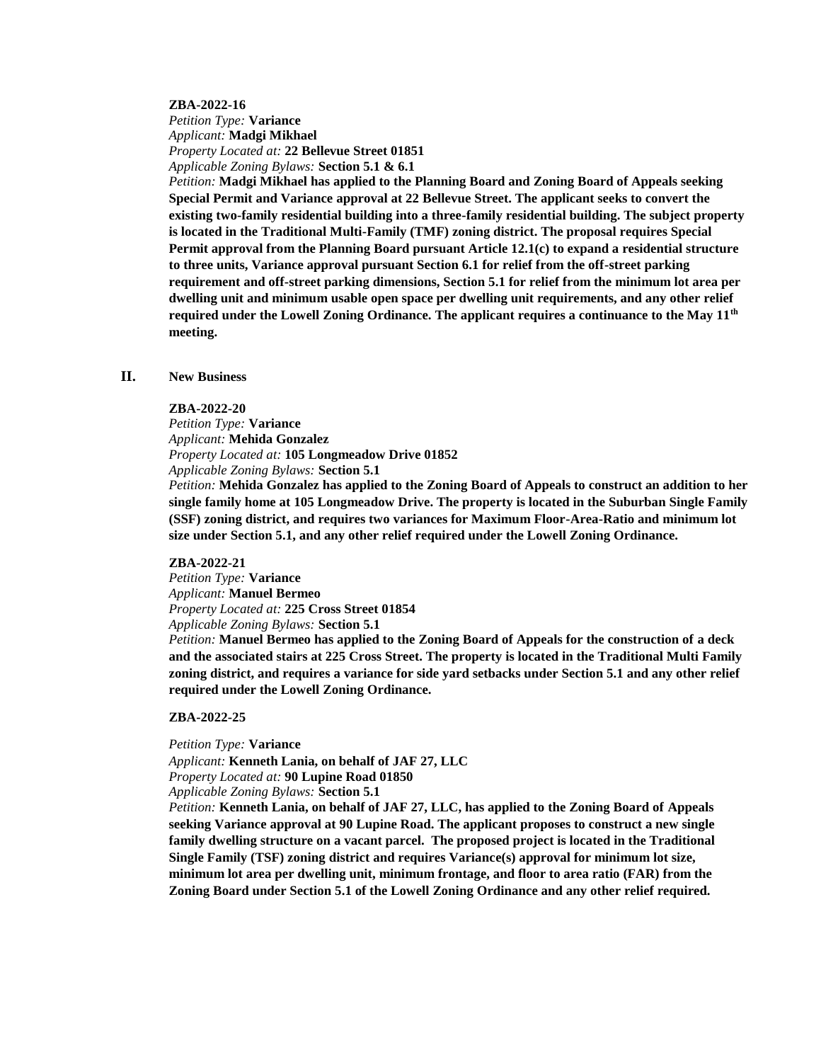**ZBA-2022-16**
*Petition Type:* **Variance**
*Applicant:* **Madgi Mikhael**
*Property Located at:* **22 Bellevue Street 01851**
*Applicable Zoning Bylaws:* **Section 5.1 & 6.1**
*Petition:* **Madgi Mikhael has applied to the Planning Board and Zoning Board of Appeals seeking Special Permit and Variance approval at 22 Bellevue Street. The applicant seeks to convert the existing two-family residential building into a three-family residential building. The subject property is located in the Traditional Multi-Family (TMF) zoning district. The proposal requires Special Permit approval from the Planning Board pursuant Article 12.1(c) to expand a residential structure to three units, Variance approval pursuant Section 6.1 for relief from the off-street parking requirement and off-street parking dimensions, Section 5.1 for relief from the minimum lot area per dwelling unit and minimum usable open space per dwelling unit requirements, and any other relief required under the Lowell Zoning Ordinance. The applicant requires a continuance to the May 11th meeting.**

## II. New Business

**ZBA-2022-20**
*Petition Type:* **Variance**
*Applicant:* **Mehida Gonzalez**
*Property Located at:* **105 Longmeadow Drive 01852**
*Applicable Zoning Bylaws:* **Section 5.1**
*Petition:* **Mehida Gonzalez has applied to the Zoning Board of Appeals to construct an addition to her single family home at 105 Longmeadow Drive. The property is located in the Suburban Single Family (SSF) zoning district, and requires two variances for Maximum Floor-Area-Ratio and minimum lot size under Section 5.1, and any other relief required under the Lowell Zoning Ordinance.**

**ZBA-2022-21**
*Petition Type:* **Variance**
*Applicant:* **Manuel Bermeo**
*Property Located at:* **225 Cross Street 01854**
*Applicable Zoning Bylaws:* **Section 5.1**
*Petition:* **Manuel Bermeo has applied to the Zoning Board of Appeals for the construction of a deck and the associated stairs at 225 Cross Street. The property is located in the Traditional Multi Family zoning district, and requires a variance for side yard setbacks under Section 5.1 and any other relief required under the Lowell Zoning Ordinance.**

**ZBA-2022-25**

*Petition Type:* **Variance**
*Applicant:* **Kenneth Lania, on behalf of JAF 27, LLC**
*Property Located at:* **90 Lupine Road 01850**
*Applicable Zoning Bylaws:* **Section 5.1**
*Petition:* **Kenneth Lania, on behalf of JAF 27, LLC, has applied to the Zoning Board of Appeals seeking Variance approval at 90 Lupine Road. The applicant proposes to construct a new single family dwelling structure on a vacant parcel. The proposed project is located in the Traditional Single Family (TSF) zoning district and requires Variance(s) approval for minimum lot size, minimum lot area per dwelling unit, minimum frontage, and floor to area ratio (FAR) from the Zoning Board under Section 5.1 of the Lowell Zoning Ordinance and any other relief required.**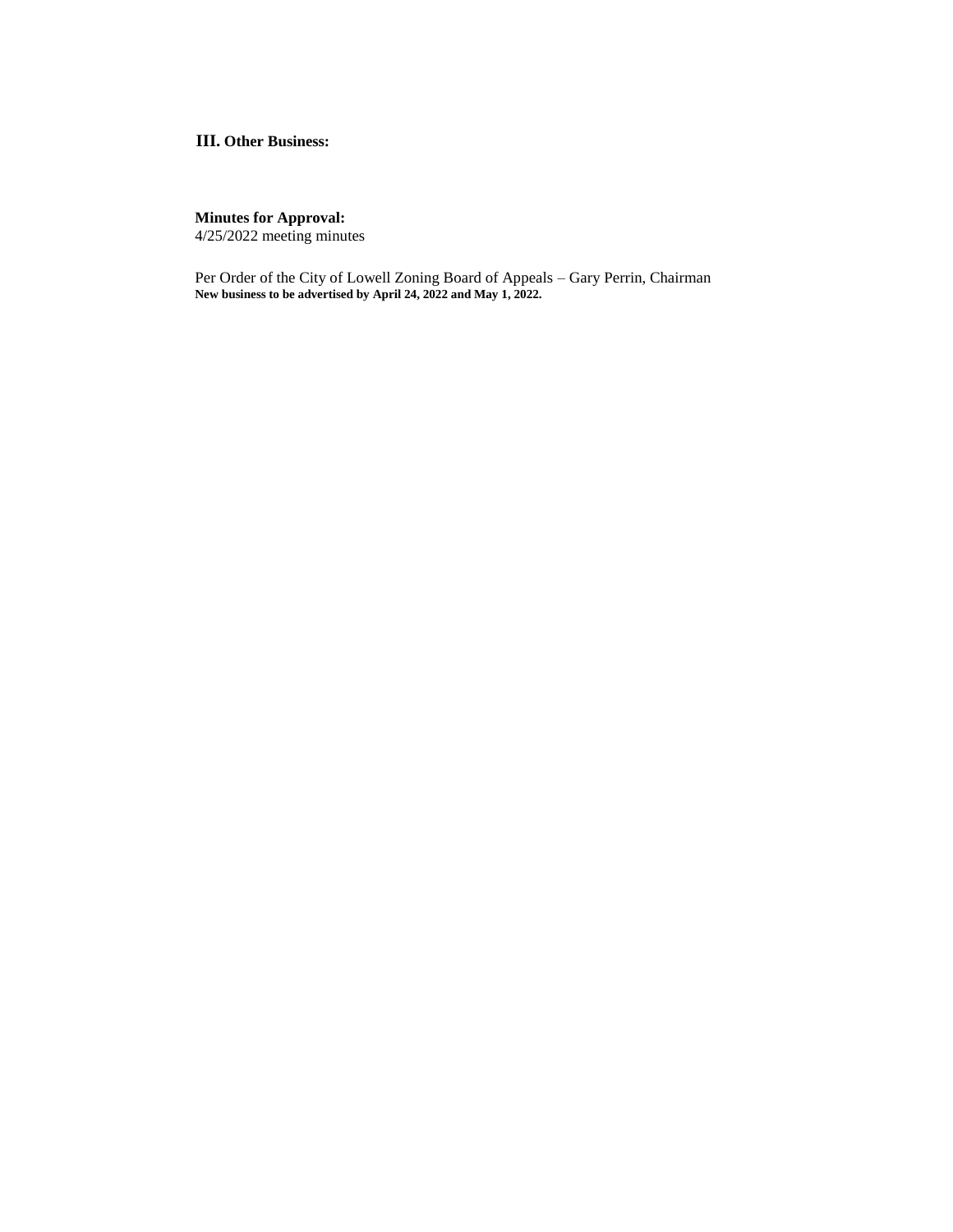## III. Other Business:

**Minutes for Approval:**
4/25/2022 meeting minutes

Per Order of the City of Lowell Zoning Board of Appeals – Gary Perrin, Chairman
**New business to be advertised by April 24, 2022 and May 1, 2022.**